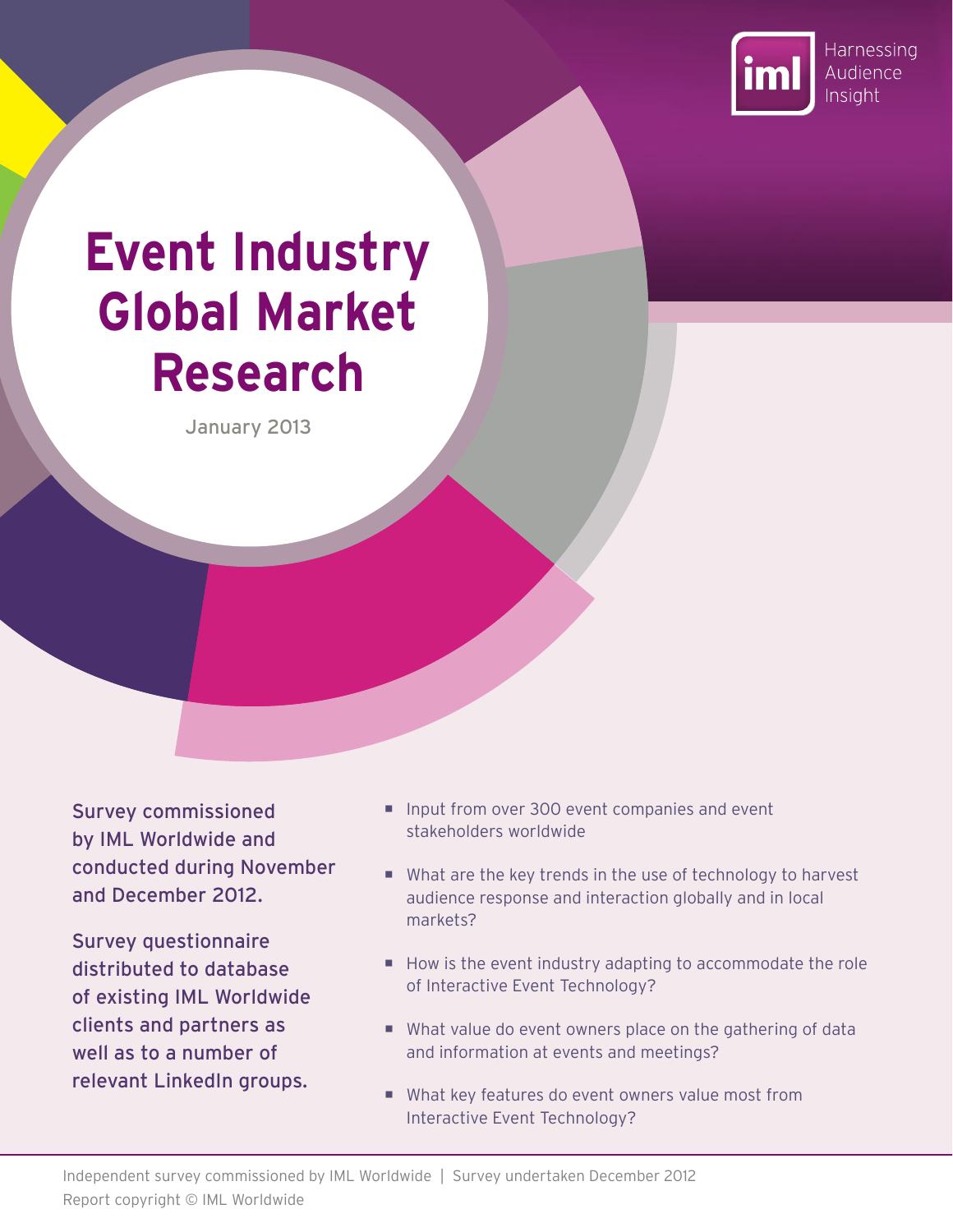Harnessing Audience Insight

# Event Industry Global Market Research

January 2013

Survey commissioned by IML Worldwide and conducted during November and December 2012.

Survey questionnaire distributed to database of existing IML Worldwide clients and partners as well as to a number of relevant LinkedIn groups.

- Input from over 300 event companies and event stakeholders worldwide
- What are the key trends in the use of technology to harvest audience response and interaction globally and in local markets?
- How is the event industry adapting to accommodate the role of Interactive Event Technology?
- What value do event owners place on the gathering of data and information at events and meetings?
- What key features do event owners value most from Interactive Event Technology?

Independent survey commissioned by IML Worldwide | Survey undertaken December 2012
Report copyright © IML Worldwide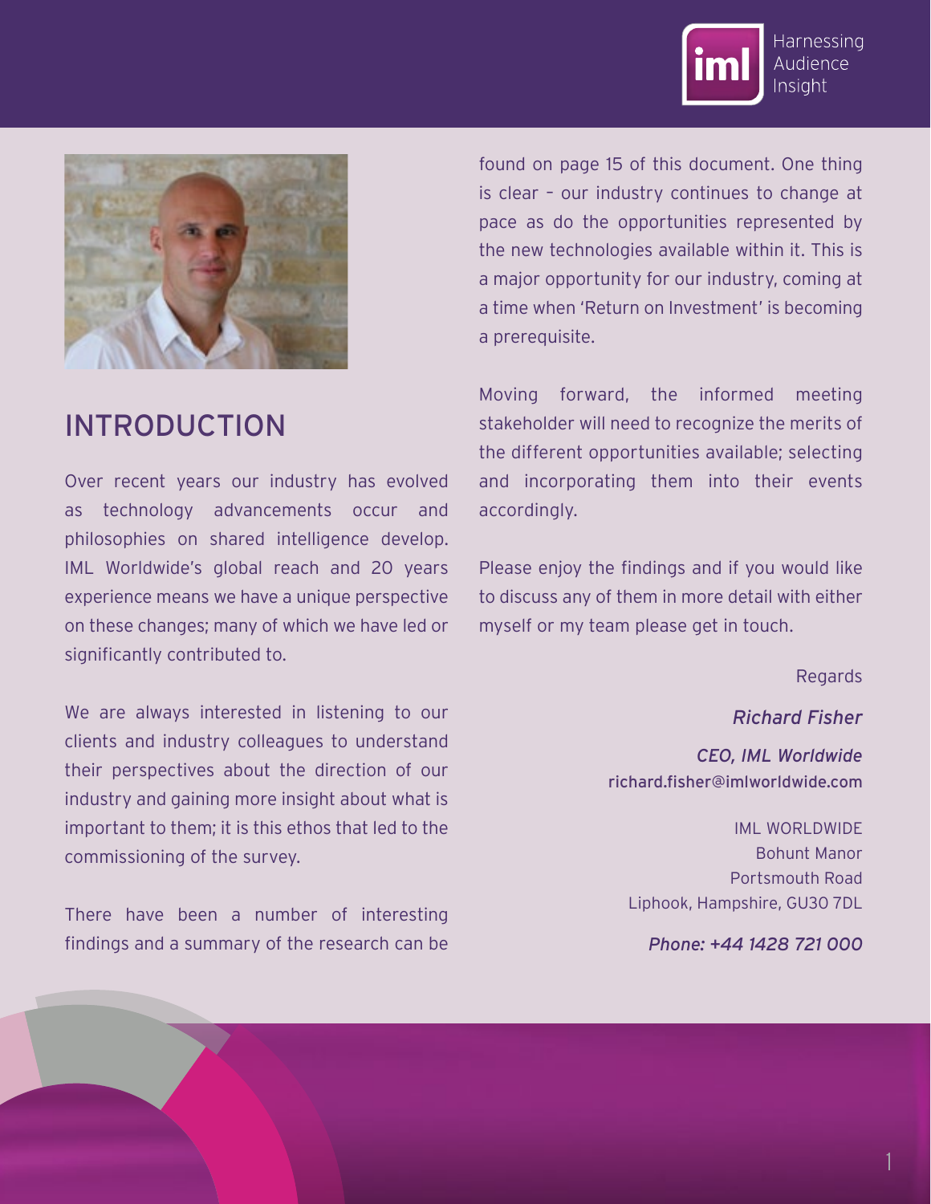## INTRODUCTION

Over recent years our industry has evolved as technology advancements occur and philosophies on shared intelligence develop. IML Worldwide's global reach and 20 years experience means we have a unique perspective on these changes; many of which we have led or significantly contributed to.

We are always interested in listening to our clients and industry colleagues to understand their perspectives about the direction of our industry and gaining more insight about what is important to them; it is this ethos that led to the commissioning of the survey.

There have been a number of interesting findings and a summary of the research can be found on page 15 of this document. One thing is clear – our industry continues to change at pace as do the opportunities represented by the new technologies available within it. This is a major opportunity for our industry, coming at a time when 'Return on Investment' is becoming a prerequisite.

Moving forward, the informed meeting stakeholder will need to recognize the merits of the different opportunities available; selecting and incorporating them into their events accordingly.

Please enjoy the findings and if you would like to discuss any of them in more detail with either myself or my team please get in touch.

Regards

*Richard Fisher*

*CEO, IML Worldwide*
richard.fisher@imlworldwide.com

IML WORLDWIDE
Bohunt Manor
Portsmouth Road
Liphook, Hampshire, GU30 7DL

*Phone: +44 1428 721 000*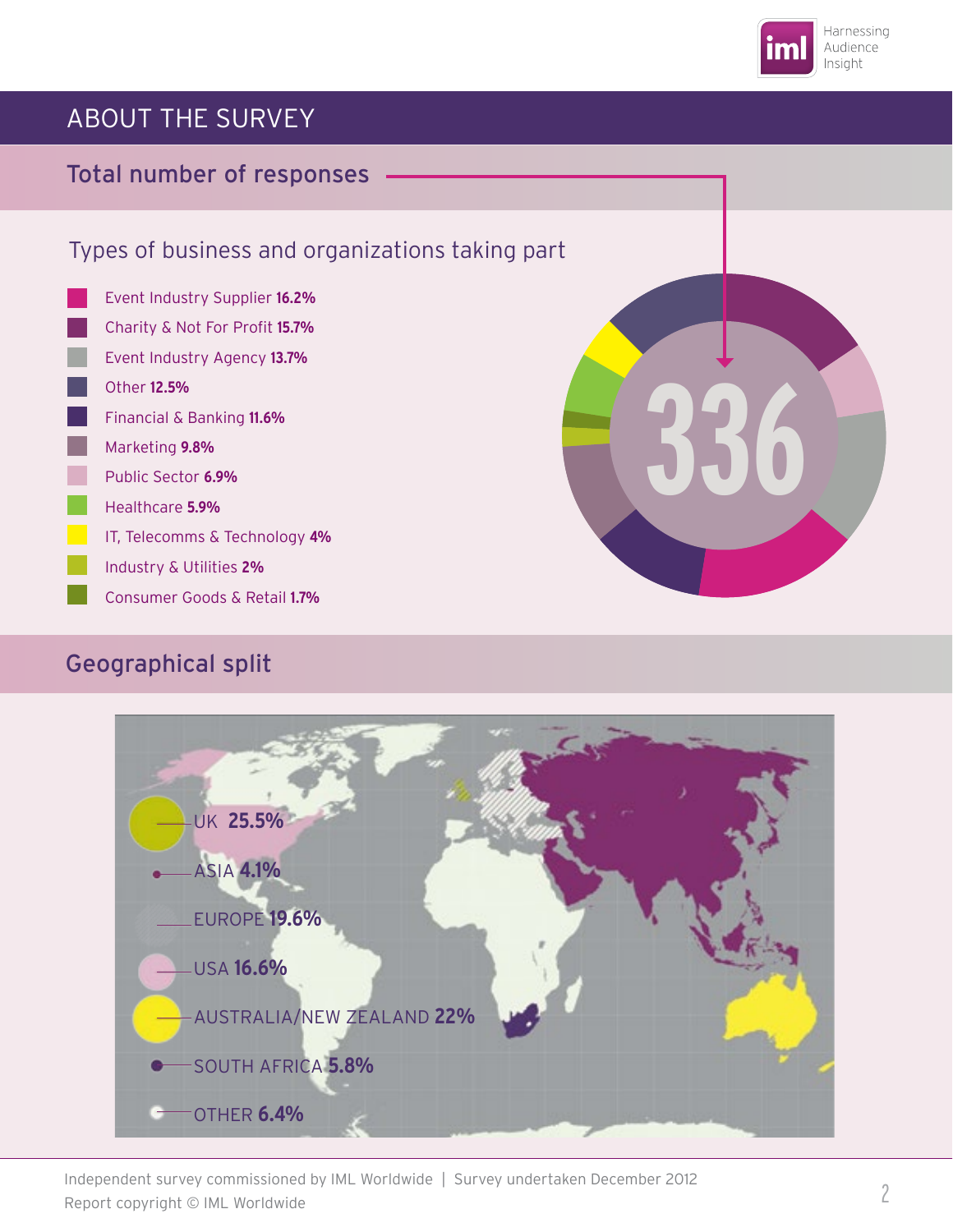# ABOUT THE SURVEY

## Total number of responses

336

### Types of business and organizations taking part

- Event Industry Supplier **16.2%**
- Charity & Not For Profit **15.7%**
- Event Industry Agency **13.7%**
- Other **12.5%**
- Financial & Banking **11.6%**
- Marketing **9.8%**
- Public Sector **6.9%**
- Healthcare **5.9%**
- IT, Telecomms & Technology **4%**
- Industry & Utilities **2%**
- Consumer Goods & Retail **1.7%**

## Geographical split

- UK **25.5%**
- ASIA **4.1%**
- EUROPE **19.6%**
- USA **16.6%**
- AUSTRALIA/NEW ZEALAND **22%**
- SOUTH AFRICA **5.8%**
- OTHER **6.4%**

Independent survey commissioned by IML Worldwide | Survey undertaken December 2012
Report copyright © IML Worldwide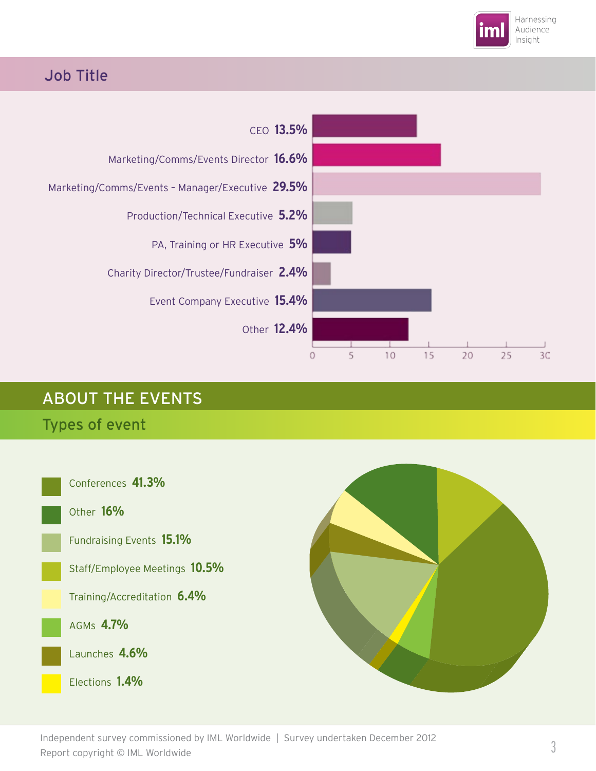## Job Title

| Job Title | % |
|---|---|
| CEO | 13.5% |
| Marketing/Comms/Events Director | 16.6% |
| Marketing/Comms/Events – Manager/Executive | 29.5% |
| Production/Technical Executive | 5.2% |
| PA, Training or HR Executive | 5% |
| Charity Director/Trustee/Fundraiser | 2.4% |
| Event Company Executive | 15.4% |
| Other | 12.4% |

# ABOUT THE EVENTS

## Types of event

| Type of event | % |
|---|---|
| Conferences | 41.3% |
| Other | 16% |
| Fundraising Events | 15.1% |
| Staff/Employee Meetings | 10.5% |
| Training/Accreditation | 6.4% |
| AGMs | 4.7% |
| Launches | 4.6% |
| Elections | 1.4% |

Independent survey commissioned by IML Worldwide | Survey undertaken December 2012
Report copyright © IML Worldwide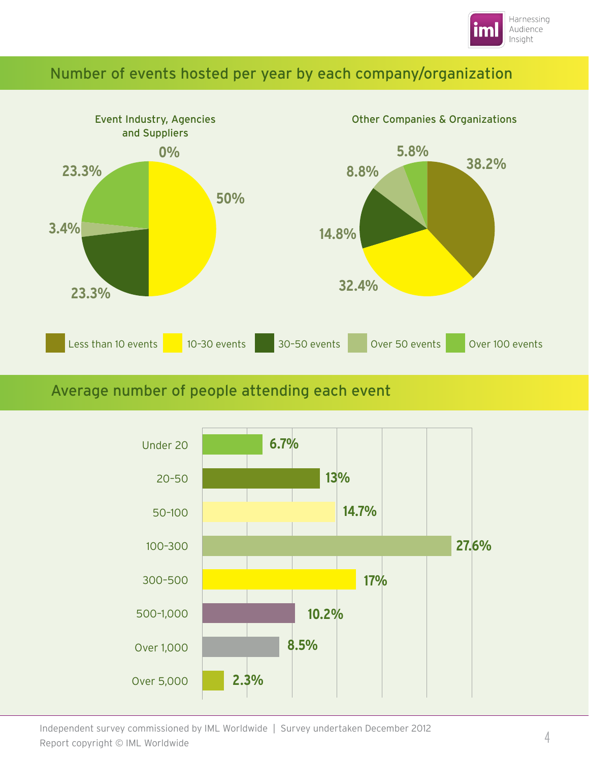## Number of events hosted per year by each company/organization

### Event Industry, Agencies and Suppliers

| Events per year | Percentage |
| --- | --- |
| Less than 10 events | 0% |
| 10-30 events | 50% |
| 30-50 events | 23.3% |
| Over 50 events | 3.4% |
| Over 100 events | 23.3% |

### Other Companies & Organizations

| Events per year | Percentage |
| --- | --- |
| Less than 10 events | 38.2% |
| 10-30 events | 32.4% |
| 30-50 events | 14.8% |
| Over 50 events | 8.8% |
| Over 100 events | 5.8% |

## Average number of people attending each event

| Attendees | Percentage |
| --- | --- |
| Under 20 | 6.7% |
| 20-50 | 13% |
| 50-100 | 14.7% |
| 100-300 | 27.6% |
| 300-500 | 17% |
| 500-1,000 | 10.2% |
| Over 1,000 | 8.5% |
| Over 5,000 | 2.3% |

Independent survey commissioned by IML Worldwide | Survey undertaken December 2012
Report copyright © IML Worldwide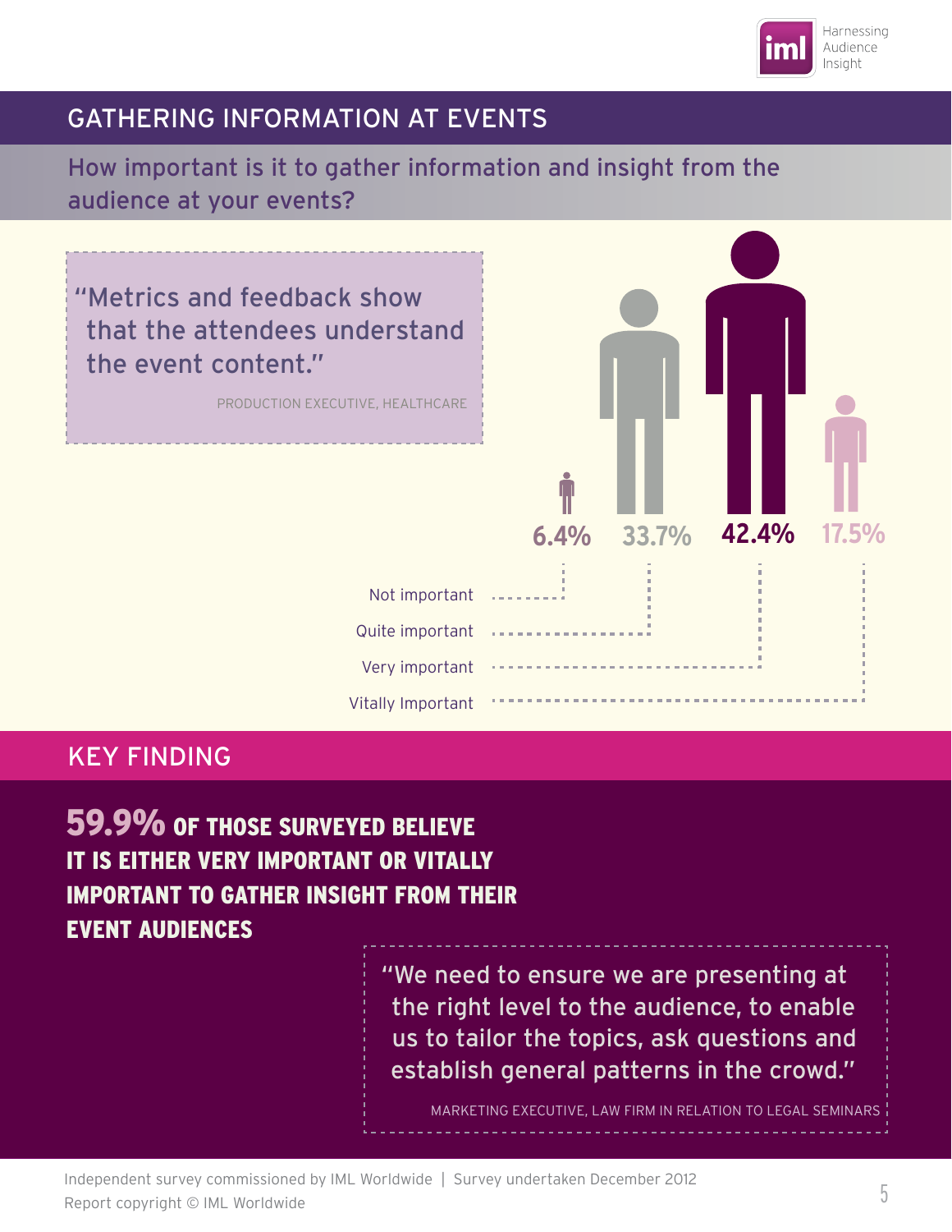## GATHERING INFORMATION AT EVENTS

### How important is it to gather information and insight from the audience at your events?

> "Metrics and feedback show that the attendees understand the event content."
>
> PRODUCTION EXECUTIVE, HEALTHCARE

| Response | Percentage |
| --- | --- |
| Not important | 6.4% |
| Quite important | 33.7% |
| Very important | 42.4% |
| Vitally Important | 17.5% |

## KEY FINDING

**59.9% OF THOSE SURVEYED BELIEVE IT IS EITHER VERY IMPORTANT OR VITALLY IMPORTANT TO GATHER INSIGHT FROM THEIR EVENT AUDIENCES**

> "We need to ensure we are presenting at the right level to the audience, to enable us to tailor the topics, ask questions and establish general patterns in the crowd."
>
> MARKETING EXECUTIVE, LAW FIRM IN RELATION TO LEGAL SEMINARS

Independent survey commissioned by IML Worldwide | Survey undertaken December 2012
Report copyright © IML Worldwide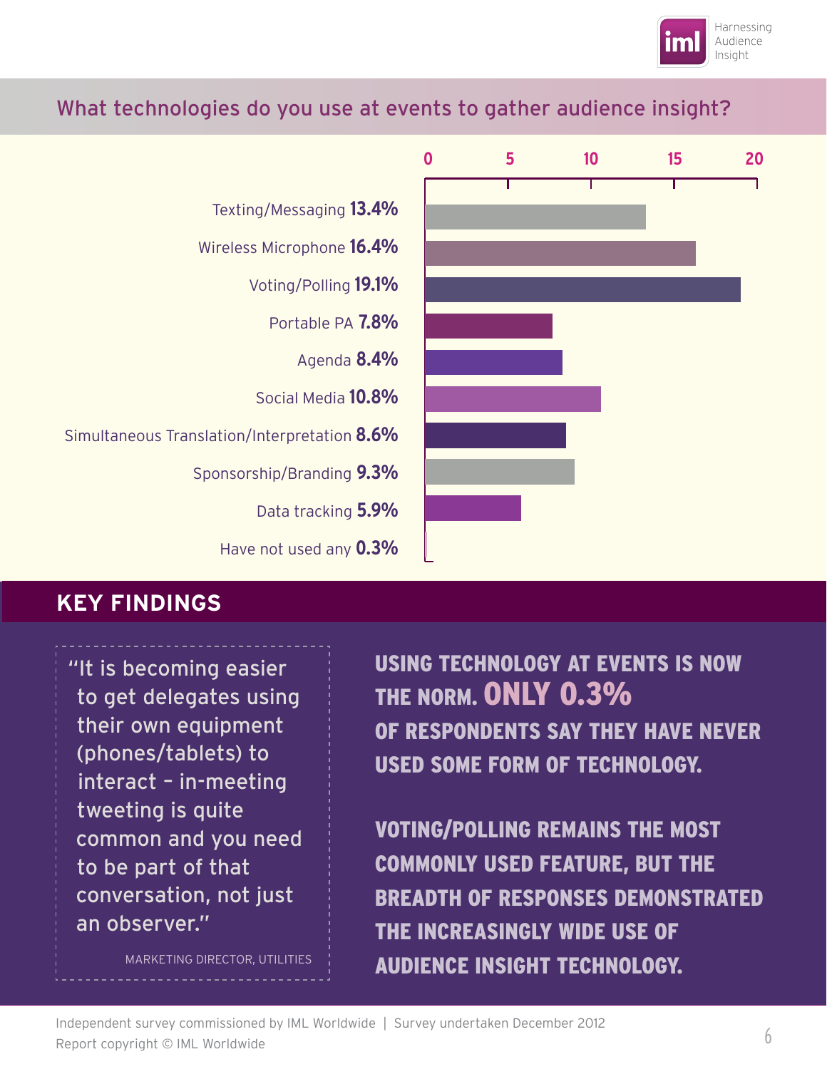## What technologies do you use at events to gather audience insight?

| Technology | Percentage |
|---|---|
| Texting/Messaging | 13.4% |
| Wireless Microphone | 16.4% |
| Voting/Polling | 19.1% |
| Portable PA | 7.8% |
| Agenda | 8.4% |
| Social Media | 10.8% |
| Simultaneous Translation/Interpretation | 8.6% |
| Sponsorship/Branding | 9.3% |
| Data tracking | 5.9% |
| Have not used any | 0.3% |

## KEY FINDINGS

> "It is becoming easier to get delegates using their own equipment (phones/tablets) to interact – in-meeting tweeting is quite common and you need to be part of that conversation, not just an observer."
>
> MARKETING DIRECTOR, UTILITIES

**USING TECHNOLOGY AT EVENTS IS NOW THE NORM. ONLY 0.3% OF RESPONDENTS SAY THEY HAVE NEVER USED SOME FORM OF TECHNOLOGY.**

**VOTING/POLLING REMAINS THE MOST COMMONLY USED FEATURE, BUT THE BREADTH OF RESPONSES DEMONSTRATED THE INCREASINGLY WIDE USE OF AUDIENCE INSIGHT TECHNOLOGY.**

Independent survey commissioned by IML Worldwide | Survey undertaken December 2012
Report copyright © IML Worldwide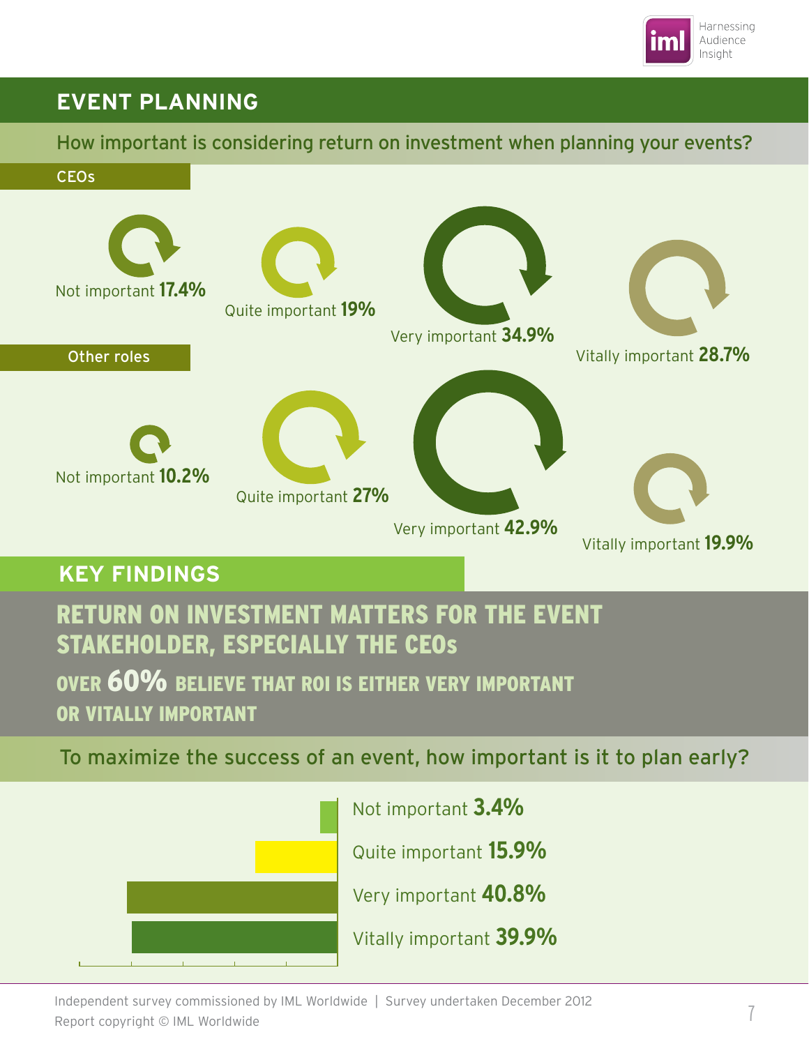## EVENT PLANNING

### How important is considering return on investment when planning your events?

**CEOs**

- Not important **17.4%**
- Quite important **19%**
- Very important **34.9%**
- Vitally important **28.7%**

**Other roles**

- Not important **10.2%**
- Quite important **27%**
- Very important **42.9%**
- Vitally important **19.9%**

## KEY FINDINGS

### RETURN ON INVESTMENT MATTERS FOR THE EVENT STAKEHOLDER, ESPECIALLY THE CEOs

**OVER 60% BELIEVE THAT ROI IS EITHER VERY IMPORTANT OR VITALLY IMPORTANT**

### To maximize the success of an event, how important is it to plan early?

- Not important **3.4%**
- Quite important **15.9%**
- Very important **40.8%**
- Vitally important **39.9%**

Independent survey commissioned by IML Worldwide | Survey undertaken December 2012
Report copyright © IML Worldwide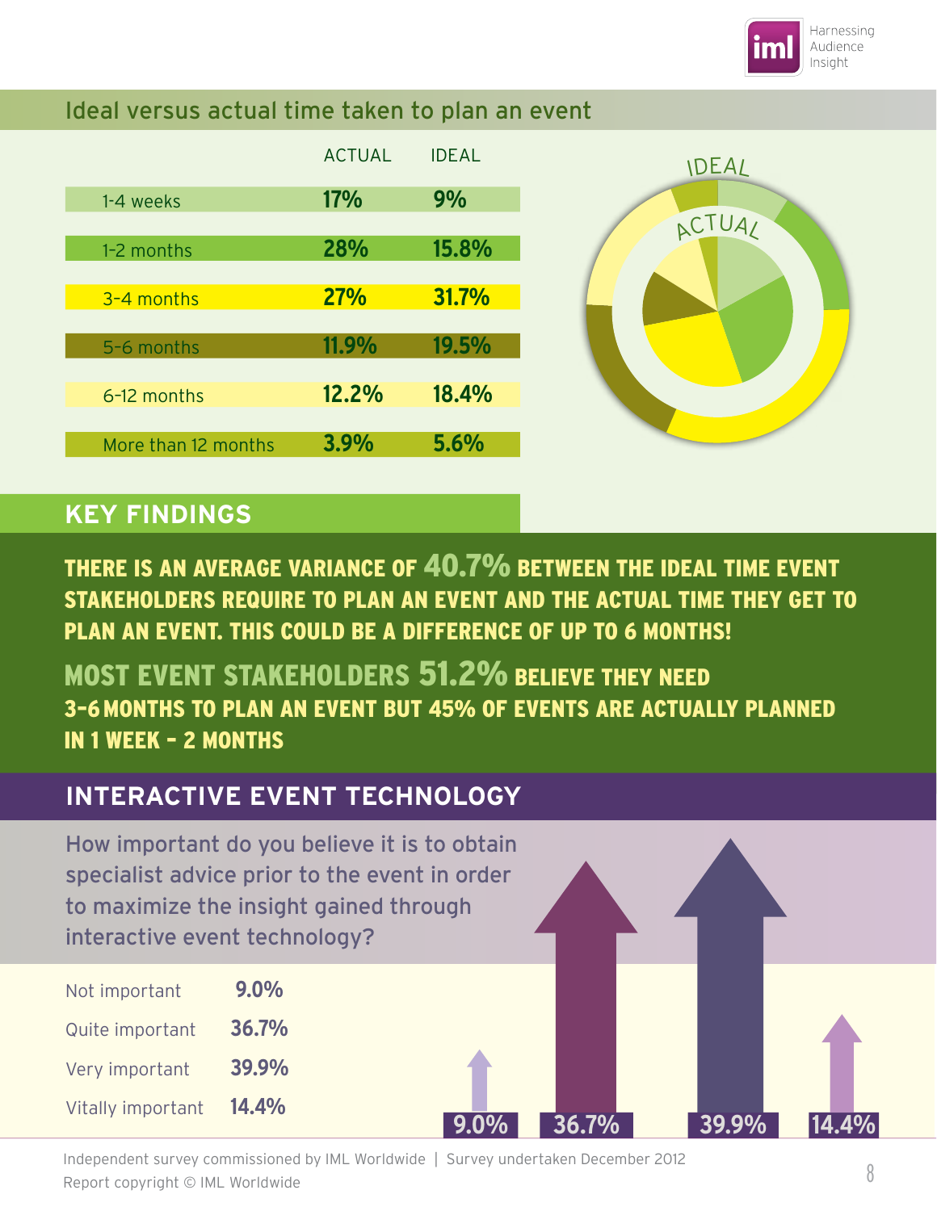## Ideal versus actual time taken to plan an event

| | ACTUAL | IDEAL |
|---|---|---|
| 1-4 weeks | 17% | 9% |
| 1-2 months | 28% | 15.8% |
| 3-4 months | 27% | 31.7% |
| 5-6 months | 11.9% | 19.5% |
| 6-12 months | 12.2% | 18.4% |
| More than 12 months | 3.9% | 5.6% |

## KEY FINDINGS

**THERE IS AN AVERAGE VARIANCE OF 40.7% BETWEEN THE IDEAL TIME EVENT STAKEHOLDERS REQUIRE TO PLAN AN EVENT AND THE ACTUAL TIME THEY GET TO PLAN AN EVENT. THIS COULD BE A DIFFERENCE OF UP TO 6 MONTHS!**

**MOST EVENT STAKEHOLDERS 51.2% BELIEVE THEY NEED 3-6 MONTHS TO PLAN AN EVENT BUT 45% OF EVENTS ARE ACTUALLY PLANNED IN 1 WEEK – 2 MONTHS**

## INTERACTIVE EVENT TECHNOLOGY

How important do you believe it is to obtain specialist advice prior to the event in order to maximize the insight gained through interactive event technology?

| | |
|---|---|
| Not important | 9.0% |
| Quite important | 36.7% |
| Very important | 39.9% |
| Vitally important | 14.4% |

Independent survey commissioned by IML Worldwide | Survey undertaken December 2012

Report copyright © IML Worldwide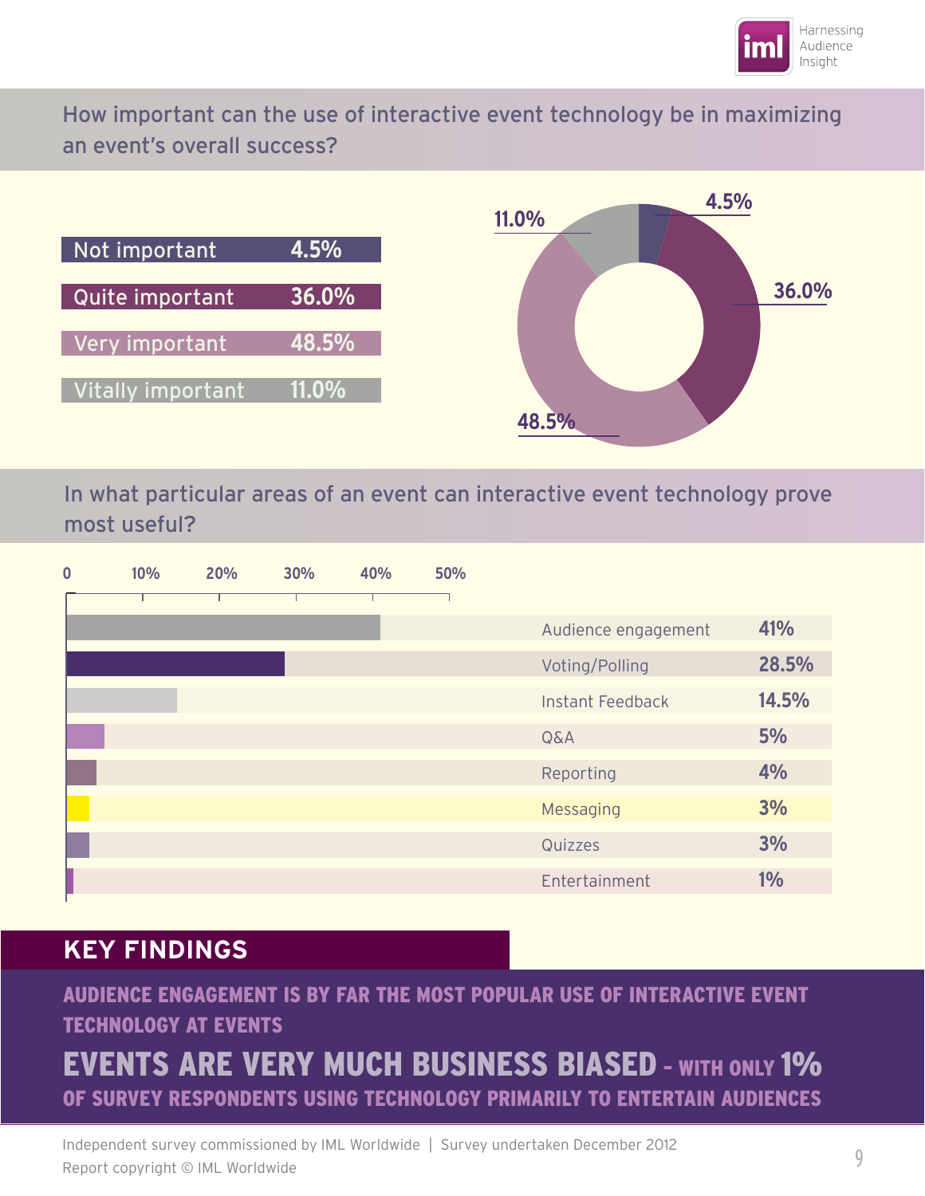## How important can the use of interactive event technology be in maximizing an event's overall success?

| Response | Percentage |
|---|---|
| Not important | 4.5% |
| Quite important | 36.0% |
| Very important | 48.5% |
| Vitally important | 11.0% |

## In what particular areas of an event can interactive event technology prove most useful?

| Area | Percentage |
|---|---|
| Audience engagement | 41% |
| Voting/Polling | 28.5% |
| Instant Feedback | 14.5% |
| Q&A | 5% |
| Reporting | 4% |
| Messaging | 3% |
| Quizzes | 3% |
| Entertainment | 1% |

## KEY FINDINGS

**AUDIENCE ENGAGEMENT IS BY FAR THE MOST POPULAR USE OF INTERACTIVE EVENT TECHNOLOGY AT EVENTS**

**EVENTS ARE VERY MUCH BUSINESS BIASED – WITH ONLY 1% OF SURVEY RESPONDENTS USING TECHNOLOGY PRIMARILY TO ENTERTAIN AUDIENCES**

Independent survey commissioned by IML Worldwide | Survey undertaken December 2012
Report copyright © IML Worldwide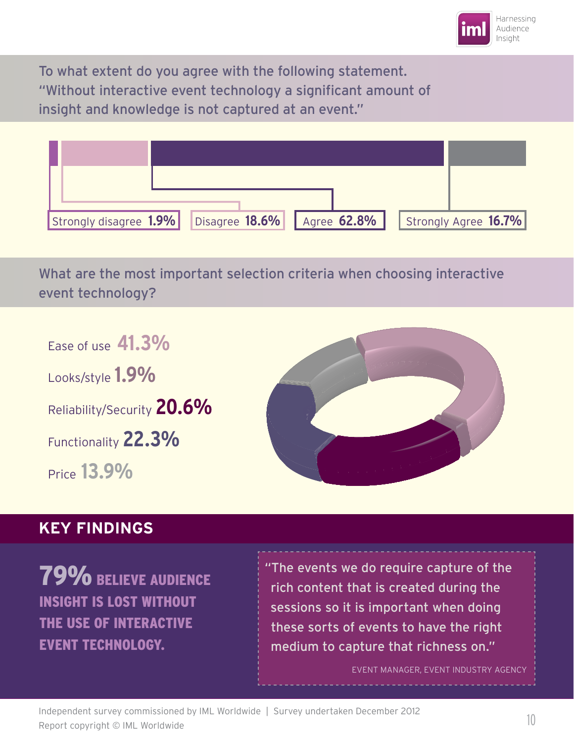To what extent do you agree with the following statement. "Without interactive event technology a significant amount of insight and knowledge is not captured at an event."

Strongly disagree **1.9%**

Disagree **18.6%**

Agree **62.8%**

Strongly Agree **16.7%**

What are the most important selection criteria when choosing interactive event technology?

Ease of use **41.3%**

Looks/style **1.9%**

Reliability/Security **20.6%**

Functionality **22.3%**

Price **13.9%**

## KEY FINDINGS

**79% BELIEVE AUDIENCE INSIGHT IS LOST WITHOUT THE USE OF INTERACTIVE EVENT TECHNOLOGY.**

"The events we do require capture of the rich content that is created during the sessions so it is important when doing these sorts of events to have the right medium to capture that richness on."

EVENT MANAGER, EVENT INDUSTRY AGENCY

Independent survey commissioned by IML Worldwide | Survey undertaken December 2012
Report copyright © IML Worldwide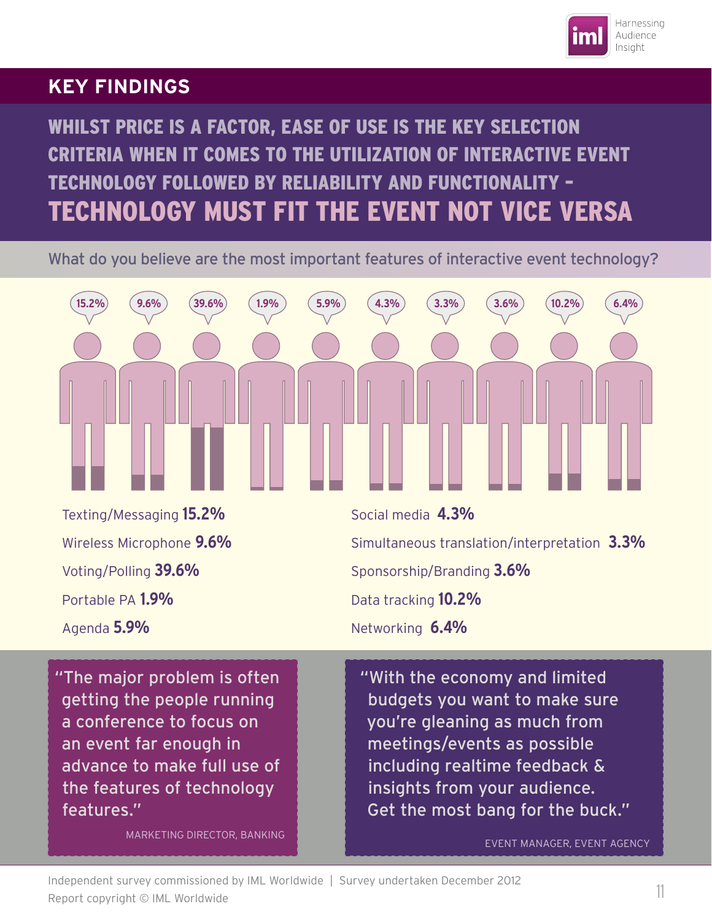## KEY FINDINGS

### WHILST PRICE IS A FACTOR, EASE OF USE IS THE KEY SELECTION CRITERIA WHEN IT COMES TO THE UTILIZATION OF INTERACTIVE EVENT TECHNOLOGY FOLLOWED BY RELIABILITY AND FUNCTIONALITY – TECHNOLOGY MUST FIT THE EVENT NOT VICE VERSA

What do you believe are the most important features of interactive event technology?

- Texting/Messaging **15.2%**
- Wireless Microphone **9.6%**
- Voting/Polling **39.6%**
- Portable PA **1.9%**
- Agenda **5.9%**
- Social media **4.3%**
- Simultaneous translation/interpretation **3.3%**
- Sponsorship/Branding **3.6%**
- Data tracking **10.2%**
- Networking **6.4%**

> "The major problem is often getting the people running a conference to focus on an event far enough in advance to make full use of the features of technology features."
>
> MARKETING DIRECTOR, BANKING

> "With the economy and limited budgets you want to make sure you're gleaning as much from meetings/events as possible including realtime feedback & insights from your audience. Get the most bang for the buck."
>
> EVENT MANAGER, EVENT AGENCY

Independent survey commissioned by IML Worldwide | Survey undertaken December 2012
Report copyright © IML Worldwide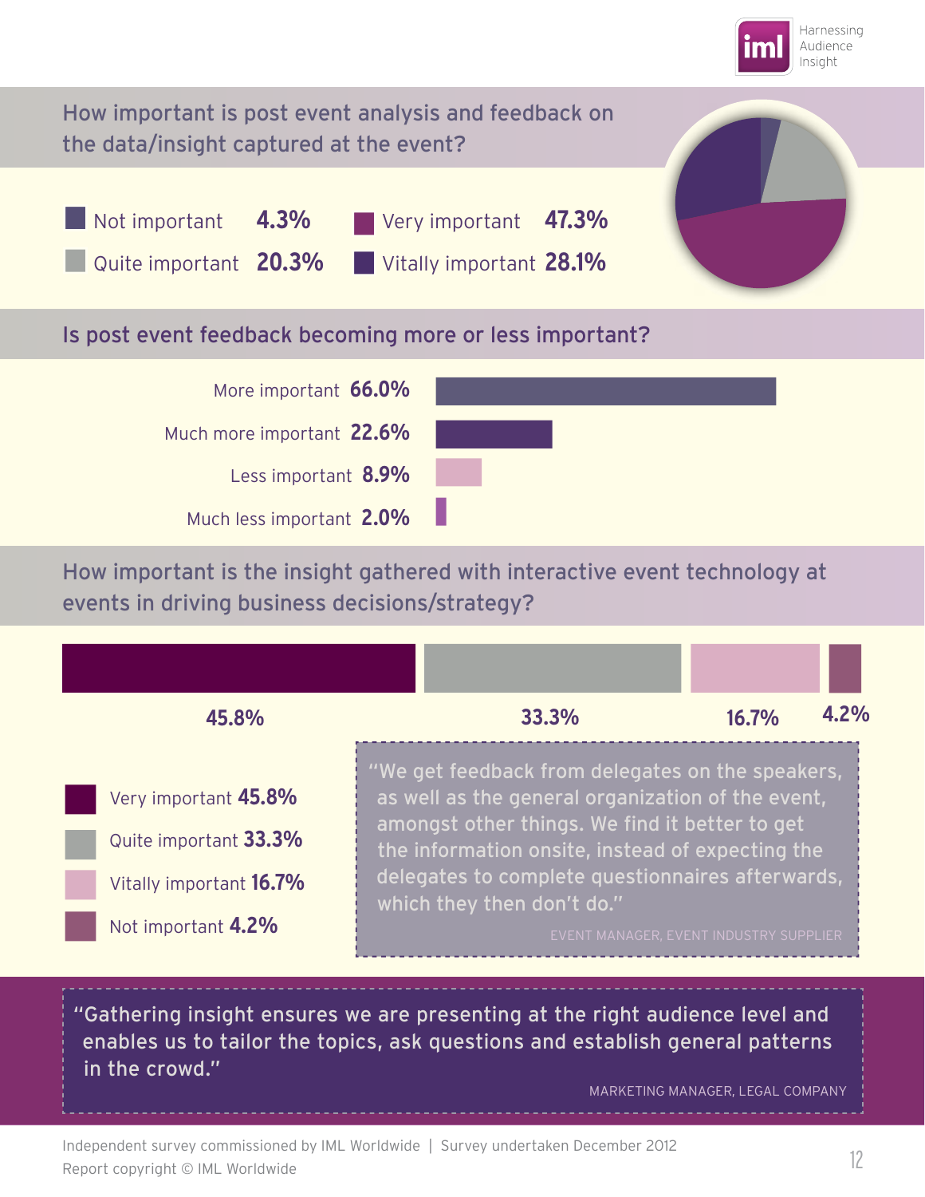## How important is post event analysis and feedback on the data/insight captured at the event?

| Response | Percentage |
|---|---|
| Not important | **4.3%** |
| Quite important | **20.3%** |
| Very important | **47.3%** |
| Vitally important | **28.1%** |

## Is post event feedback becoming more or less important?

| Response | Percentage |
|---|---|
| More important | **66.0%** |
| Much more important | **22.6%** |
| Less important | **8.9%** |
| Much less important | **2.0%** |

## How important is the insight gathered with interactive event technology at events in driving business decisions/strategy?

| Response | Percentage |
|---|---|
| Very important | **45.8%** |
| Quite important | **33.3%** |
| Vitally important | **16.7%** |
| Not important | **4.2%** |

> "We get feedback from delegates on the speakers, as well as the general organization of the event, amongst other things. We find it better to get the information onsite, instead of expecting the delegates to complete questionnaires afterwards, which they then don't do."
>
> EVENT MANAGER, EVENT INDUSTRY SUPPLIER

> "Gathering insight ensures we are presenting at the right audience level and enables us to tailor the topics, ask questions and establish general patterns in the crowd."
>
> MARKETING MANAGER, LEGAL COMPANY

Independent survey commissioned by IML Worldwide | Survey undertaken December 2012
Report copyright © IML Worldwide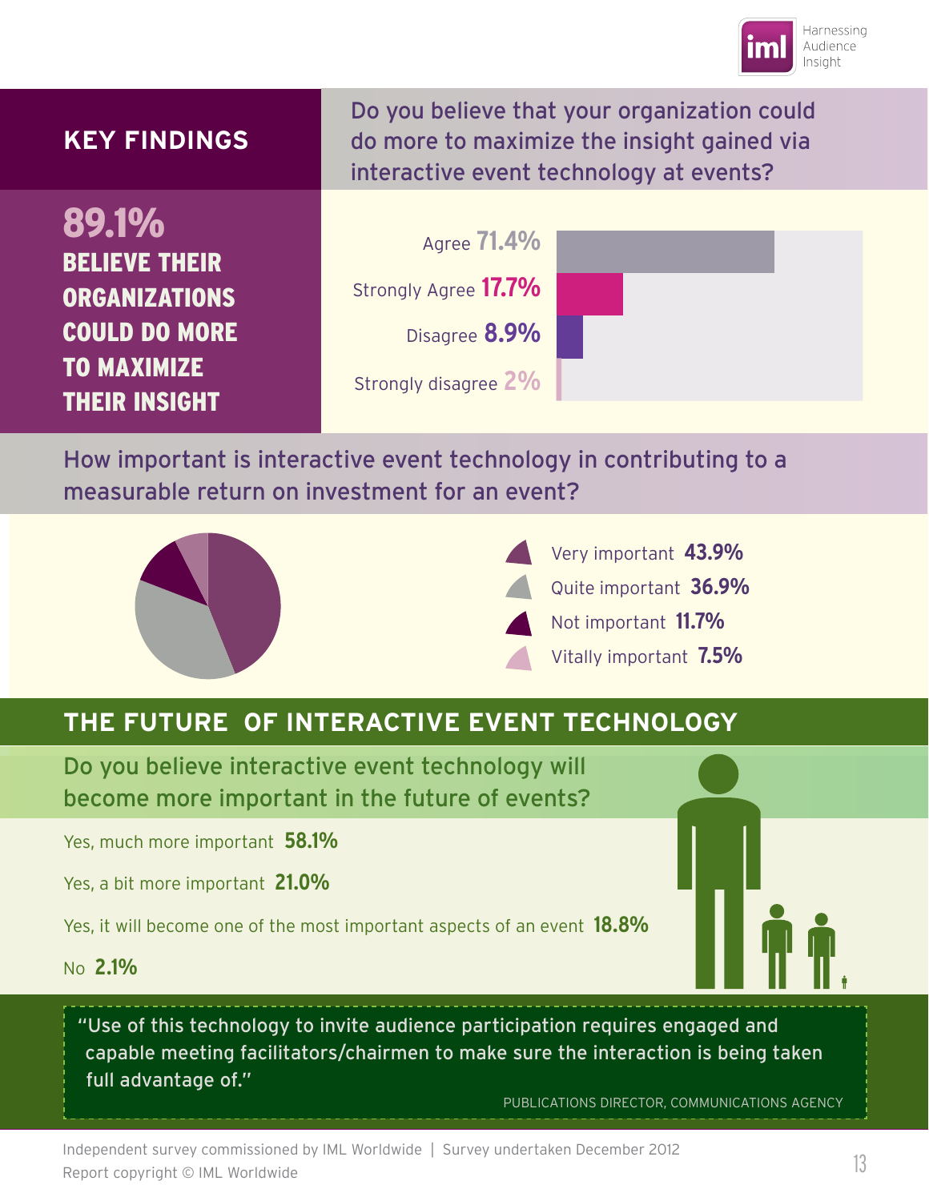## KEY FINDINGS

**89.1%**

**BELIEVE THEIR ORGANIZATIONS COULD DO MORE TO MAXIMIZE THEIR INSIGHT**

### Do you believe that your organization could do more to maximize the insight gained via interactive event technology at events?

- Agree **71.4%**
- Strongly Agree **17.7%**
- Disagree **8.9%**
- Strongly disagree **2%**

### How important is interactive event technology in contributing to a measurable return on investment for an event?

- Very important **43.9%**
- Quite important **36.9%**
- Not important **11.7%**
- Vitally important **7.5%**

## THE FUTURE OF INTERACTIVE EVENT TECHNOLOGY

### Do you believe interactive event technology will become more important in the future of events?

- Yes, much more important **58.1%**
- Yes, a bit more important **21.0%**
- Yes, it will become one of the most important aspects of an event **18.8%**
- No **2.1%**

> "Use of this technology to invite audience participation requires engaged and capable meeting facilitators/chairmen to make sure the interaction is being taken full advantage of."
>
> PUBLICATIONS DIRECTOR, COMMUNICATIONS AGENCY

Independent survey commissioned by IML Worldwide | Survey undertaken December 2012
Report copyright © IML Worldwide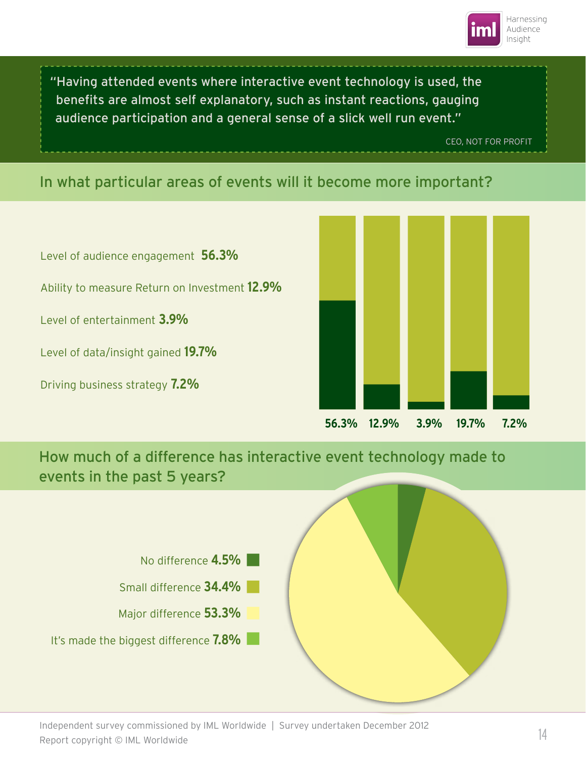> "Having attended events where interactive event technology is used, the benefits are almost self explanatory, such as instant reactions, gauging audience participation and a general sense of a slick well run event."
>
> CEO, NOT FOR PROFIT

## In what particular areas of events will it become more important?

- Level of audience engagement **56.3%**
- Ability to measure Return on Investment **12.9%**
- Level of entertainment **3.9%**
- Level of data/insight gained **19.7%**
- Driving business strategy **7.2%**

**56.3%** **12.9%** **3.9%** **19.7%** **7.2%**

## How much of a difference has interactive event technology made to events in the past 5 years?

- No difference **4.5%**
- Small difference **34.4%**
- Major difference **53.3%**
- It's made the biggest difference **7.8%**

Independent survey commissioned by IML Worldwide | Survey undertaken December 2012
Report copyright © IML Worldwide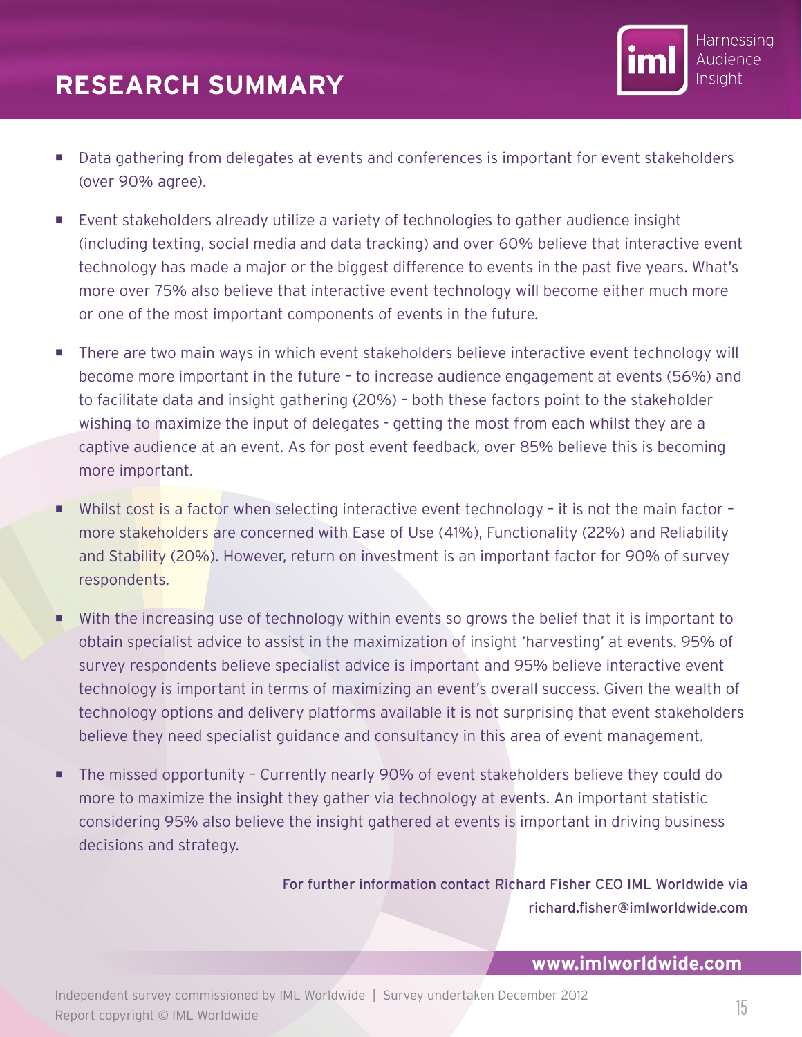# RESEARCH SUMMARY

- Data gathering from delegates at events and conferences is important for event stakeholders (over 90% agree).

- Event stakeholders already utilize a variety of technologies to gather audience insight (including texting, social media and data tracking) and over 60% believe that interactive event technology has made a major or the biggest difference to events in the past five years. What's more over 75% also believe that interactive event technology will become either much more or one of the most important components of events in the future.

- There are two main ways in which event stakeholders believe interactive event technology will become more important in the future – to increase audience engagement at events (56%) and to facilitate data and insight gathering (20%) – both these factors point to the stakeholder wishing to maximize the input of delegates - getting the most from each whilst they are a captive audience at an event. As for post event feedback, over 85% believe this is becoming more important.

- Whilst cost is a factor when selecting interactive event technology – it is not the main factor – more stakeholders are concerned with Ease of Use (41%), Functionality (22%) and Reliability and Stability (20%). However, return on investment is an important factor for 90% of survey respondents.

- With the increasing use of technology within events so grows the belief that it is important to obtain specialist advice to assist in the maximization of insight 'harvesting' at events. 95% of survey respondents believe specialist advice is important and 95% believe interactive event technology is important in terms of maximizing an event's overall success. Given the wealth of technology options and delivery platforms available it is not surprising that event stakeholders believe they need specialist guidance and consultancy in this area of event management.

- The missed opportunity – Currently nearly 90% of event stakeholders believe they could do more to maximize the insight they gather via technology at events. An important statistic considering 95% also believe the insight gathered at events is important in driving business decisions and strategy.

For further information contact Richard Fisher CEO IML Worldwide via richard.fisher@imlworldwide.com

**www.imlworldwide.com**

Independent survey commissioned by IML Worldwide | Survey undertaken December 2012
Report copyright © IML Worldwide